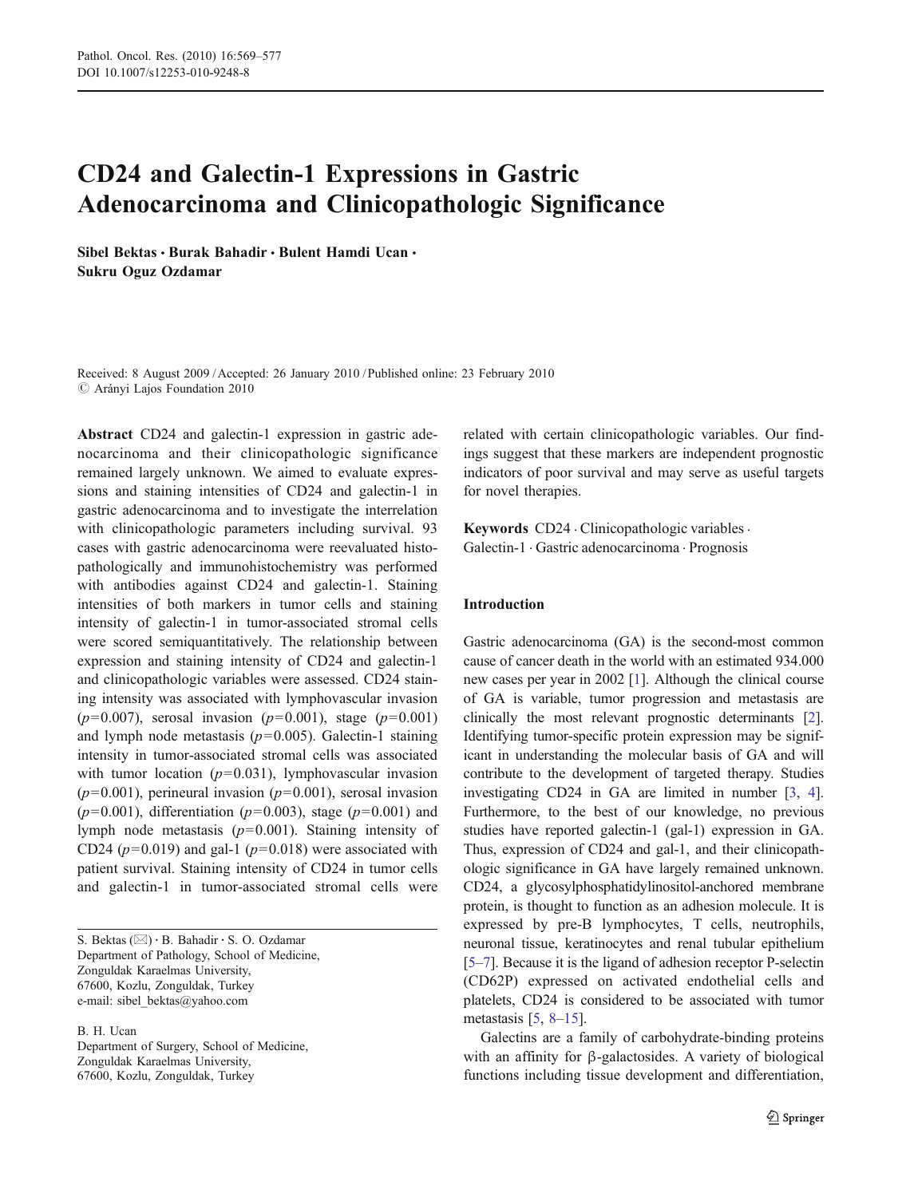# CD24 and Galectin-1 Expressions in Gastric Adenocarcinoma and Clinicopathologic Significance

Sibel Bektas · Burak Bahadir · Bulent Hamdi Ucan · Sukru Oguz Ozdamar

Received: 8 August 2009 / Accepted: 26 January 2010 / Published online: 23 February 2010
© Arányi Lajos Foundation 2010

**Abstract** CD24 and galectin-1 expression in gastric adenocarcinoma and their clinicopathologic significance remained largely unknown. We aimed to evaluate expressions and staining intensities of CD24 and galectin-1 in gastric adenocarcinoma and to investigate the interrelation with clinicopathologic parameters including survival. 93 cases with gastric adenocarcinoma were reevaluated histopathologically and immunohistochemistry was performed with antibodies against CD24 and galectin-1. Staining intensities of both markers in tumor cells and staining intensity of galectin-1 in tumor-associated stromal cells were scored semiquantitatively. The relationship between expression and staining intensity of CD24 and galectin-1 and clinicopathologic variables were assessed. CD24 staining intensity was associated with lymphovascular invasion ($p=0.007$), serosal invasion ($p=0.001$), stage ($p=0.001$) and lymph node metastasis ($p=0.005$). Galectin-1 staining intensity in tumor-associated stromal cells was associated with tumor location ($p=0.031$), lymphovascular invasion ($p=0.001$), perineural invasion ($p=0.001$), serosal invasion ($p=0.001$), differentiation ($p=0.003$), stage ($p=0.001$) and lymph node metastasis ($p=0.001$). Staining intensity of CD24 ($p=0.019$) and gal-1 ($p=0.018$) were associated with patient survival. Staining intensity of CD24 in tumor cells and galectin-1 in tumor-associated stromal cells were related with certain clinicopathologic variables. Our findings suggest that these markers are independent prognostic indicators of poor survival and may serve as useful targets for novel therapies.

**Keywords** CD24 · Clinicopathologic variables · Galectin-1 · Gastric adenocarcinoma · Prognosis

S. Bektas (✉) · B. Bahadir · S. O. Ozdamar
Department of Pathology, School of Medicine, Zonguldak Karaelmas University, 67600, Kozlu, Zonguldak, Turkey
e-mail: sibel_bektas@yahoo.com

B. H. Ucan
Department of Surgery, School of Medicine, Zonguldak Karaelmas University, 67600, Kozlu, Zonguldak, Turkey

## Introduction

Gastric adenocarcinoma (GA) is the second-most common cause of cancer death in the world with an estimated 934.000 new cases per year in 2002 [1]. Although the clinical course of GA is variable, tumor progression and metastasis are clinically the most relevant prognostic determinants [2]. Identifying tumor-specific protein expression may be significant in understanding the molecular basis of GA and will contribute to the development of targeted therapy. Studies investigating CD24 in GA are limited in number [3, 4]. Furthermore, to the best of our knowledge, no previous studies have reported galectin-1 (gal-1) expression in GA. Thus, expression of CD24 and gal-1, and their clinicopathologic significance in GA have largely remained unknown. CD24, a glycosylphosphatidylinositol-anchored membrane protein, is thought to function as an adhesion molecule. It is expressed by pre-B lymphocytes, T cells, neutrophils, neuronal tissue, keratinocytes and renal tubular epithelium [5–7]. Because it is the ligand of adhesion receptor P-selectin (CD62P) expressed on activated endothelial cells and platelets, CD24 is considered to be associated with tumor metastasis [5, 8–15].

Galectins are a family of carbohydrate-binding proteins with an affinity for β-galactosides. A variety of biological functions including tissue development and differentiation,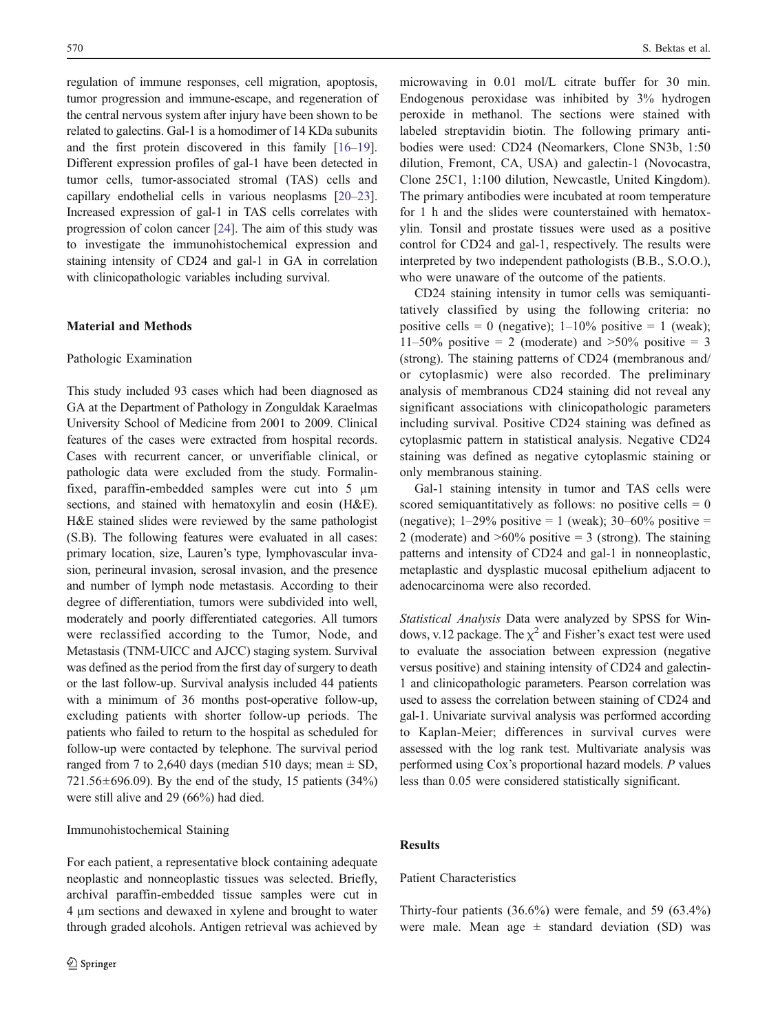regulation of immune responses, cell migration, apoptosis, tumor progression and immune-escape, and regeneration of the central nervous system after injury have been shown to be related to galectins. Gal-1 is a homodimer of 14 KDa subunits and the first protein discovered in this family [16–19]. Different expression profiles of gal-1 have been detected in tumor cells, tumor-associated stromal (TAS) cells and capillary endothelial cells in various neoplasms [20–23]. Increased expression of gal-1 in TAS cells correlates with progression of colon cancer [24]. The aim of this study was to investigate the immunohistochemical expression and staining intensity of CD24 and gal-1 in GA in correlation with clinicopathologic variables including survival.

## Material and Methods

### Pathologic Examination

This study included 93 cases which had been diagnosed as GA at the Department of Pathology in Zonguldak Karaelmas University School of Medicine from 2001 to 2009. Clinical features of the cases were extracted from hospital records. Cases with recurrent cancer, or unverifiable clinical, or pathologic data were excluded from the study. Formalin-fixed, paraffin-embedded samples were cut into 5 µm sections, and stained with hematoxylin and eosin (H&E). H&E stained slides were reviewed by the same pathologist (S.B). The following features were evaluated in all cases: primary location, size, Lauren's type, lymphovascular invasion, perineural invasion, serosal invasion, and the presence and number of lymph node metastasis. According to their degree of differentiation, tumors were subdivided into well, moderately and poorly differentiated categories. All tumors were reclassified according to the Tumor, Node, and Metastasis (TNM-UICC and AJCC) staging system. Survival was defined as the period from the first day of surgery to death or the last follow-up. Survival analysis included 44 patients with a minimum of 36 months post-operative follow-up, excluding patients with shorter follow-up periods. The patients who failed to return to the hospital as scheduled for follow-up were contacted by telephone. The survival period ranged from 7 to 2,640 days (median 510 days; mean ± SD, 721.56±696.09). By the end of the study, 15 patients (34%) were still alive and 29 (66%) had died.

### Immunohistochemical Staining

For each patient, a representative block containing adequate neoplastic and nonneoplastic tissues was selected. Briefly, archival paraffin-embedded tissue samples were cut in 4 µm sections and dewaxed in xylene and brought to water through graded alcohols. Antigen retrieval was achieved by microwaving in 0.01 mol/L citrate buffer for 30 min. Endogenous peroxidase was inhibited by 3% hydrogen peroxide in methanol. The sections were stained with labeled streptavidin biotin. The following primary antibodies were used: CD24 (Neomarkers, Clone SN3b, 1:50 dilution, Fremont, CA, USA) and galectin-1 (Novocastra, Clone 25C1, 1:100 dilution, Newcastle, United Kingdom). The primary antibodies were incubated at room temperature for 1 h and the slides were counterstained with hematoxylin. Tonsil and prostate tissues were used as a positive control for CD24 and gal-1, respectively. The results were interpreted by two independent pathologists (B.B., S.O.O.), who were unaware of the outcome of the patients.

CD24 staining intensity in tumor cells was semiquantitatively classified by using the following criteria: no positive cells = 0 (negative); 1–10% positive = 1 (weak); 11–50% positive = 2 (moderate) and >50% positive = 3 (strong). The staining patterns of CD24 (membranous and/or cytoplasmic) were also recorded. The preliminary analysis of membranous CD24 staining did not reveal any significant associations with clinicopathologic parameters including survival. Positive CD24 staining was defined as cytoplasmic pattern in statistical analysis. Negative CD24 staining was defined as negative cytoplasmic staining or only membranous staining.

Gal-1 staining intensity in tumor and TAS cells were scored semiquantitatively as follows: no positive cells = 0 (negative); 1–29% positive = 1 (weak); 30–60% positive = 2 (moderate) and >60% positive = 3 (strong). The staining patterns and intensity of CD24 and gal-1 in nonneoplastic, metaplastic and dysplastic mucosal epithelium adjacent to adenocarcinoma were also recorded.

*Statistical Analysis* Data were analyzed by SPSS for Windows, v.12 package. The $\chi^2$ and Fisher's exact test were used to evaluate the association between expression (negative versus positive) and staining intensity of CD24 and galectin-1 and clinicopathologic parameters. Pearson correlation was used to assess the correlation between staining of CD24 and gal-1. Univariate survival analysis was performed according to Kaplan-Meier; differences in survival curves were assessed with the log rank test. Multivariate analysis was performed using Cox's proportional hazard models. *P* values less than 0.05 were considered statistically significant.

## Results

### Patient Characteristics

Thirty-four patients (36.6%) were female, and 59 (63.4%) were male. Mean age ± standard deviation (SD) was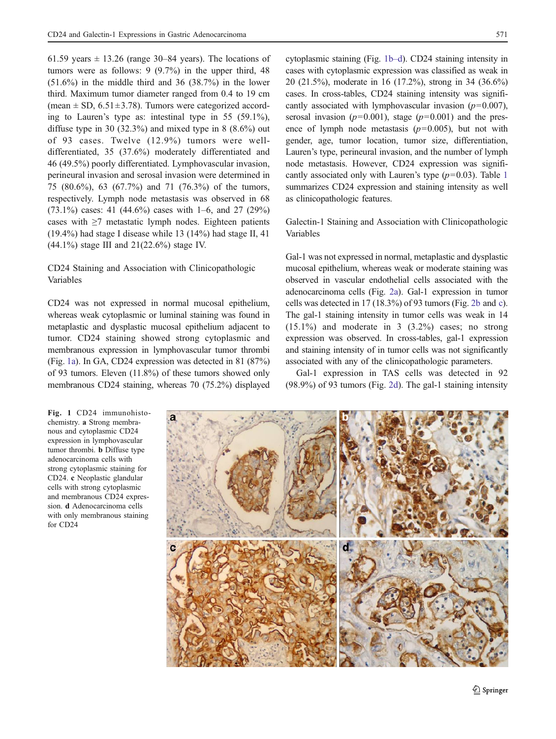61.59 years ± 13.26 (range 30–84 years). The locations of tumors were as follows: 9 (9.7%) in the upper third, 48 (51.6%) in the middle third and 36 (38.7%) in the lower third. Maximum tumor diameter ranged from 0.4 to 19 cm (mean ± SD, 6.51±3.78). Tumors were categorized according to Lauren's type as: intestinal type in 55 (59.1%), diffuse type in 30 (32.3%) and mixed type in 8 (8.6%) out of 93 cases. Twelve (12.9%) tumors were well-differentiated, 35 (37.6%) moderately differentiated and 46 (49.5%) poorly differentiated. Lymphovascular invasion, perineural invasion and serosal invasion were determined in 75 (80.6%), 63 (67.7%) and 71 (76.3%) of the tumors, respectively. Lymph node metastasis was observed in 68 (73.1%) cases: 41 (44.6%) cases with 1–6, and 27 (29%) cases with ≥7 metastatic lymph nodes. Eighteen patients (19.4%) had stage I disease while 13 (14%) had stage II, 41 (44.1%) stage III and 21(22.6%) stage IV.

## CD24 Staining and Association with Clinicopathologic Variables

CD24 was not expressed in normal mucosal epithelium, whereas weak cytoplasmic or luminal staining was found in metaplastic and dysplastic mucosal epithelium adjacent to tumor. CD24 staining showed strong cytoplasmic and membranous expression in lymphovascular tumor thrombi (Fig. 1a). In GA, CD24 expression was detected in 81 (87%) of 93 tumors. Eleven (11.8%) of these tumors showed only membranous CD24 staining, whereas 70 (75.2%) displayed cytoplasmic staining (Fig. 1b–d). CD24 staining intensity in cases with cytoplasmic expression was classified as weak in 20 (21.5%), moderate in 16 (17.2%), strong in 34 (36.6%) cases. In cross-tables, CD24 staining intensity was significantly associated with lymphovascular invasion ($p$=0.007), serosal invasion ($p$=0.001), stage ($p$=0.001) and the presence of lymph node metastasis ($p$=0.005), but not with gender, age, tumor location, tumor size, differentiation, Lauren's type, perineural invasion, and the number of lymph node metastasis. However, CD24 expression was significantly associated only with Lauren's type ($p$=0.03). Table 1 summarizes CD24 expression and staining intensity as well as clinicopathologic features.

## Galectin-1 Staining and Association with Clinicopathologic Variables

Gal-1 was not expressed in normal, metaplastic and dysplastic mucosal epithelium, whereas weak or moderate staining was observed in vascular endothelial cells associated with the adenocarcinoma cells (Fig. 2a). Gal-1 expression in tumor cells was detected in 17 (18.3%) of 93 tumors (Fig. 2b and c). The gal-1 staining intensity in tumor cells was weak in 14 (15.1%) and moderate in 3 (3.2%) cases; no strong expression was observed. In cross-tables, gal-1 expression and staining intensity of in tumor cells was not significantly associated with any of the clinicopathologic parameters.

Gal-1 expression in TAS cells was detected in 92 (98.9%) of 93 tumors (Fig. 2d). The gal-1 staining intensity

**Fig. 1** CD24 immunohistochemistry. **a** Strong membranous and cytoplasmic CD24 expression in lymphovascular tumor thrombi. **b** Diffuse type adenocarcinoma cells with strong cytoplasmic staining for CD24. **c** Neoplastic glandular cells with strong cytoplasmic and membranous CD24 expression. **d** Adenocarcinoma cells with only membranous staining for CD24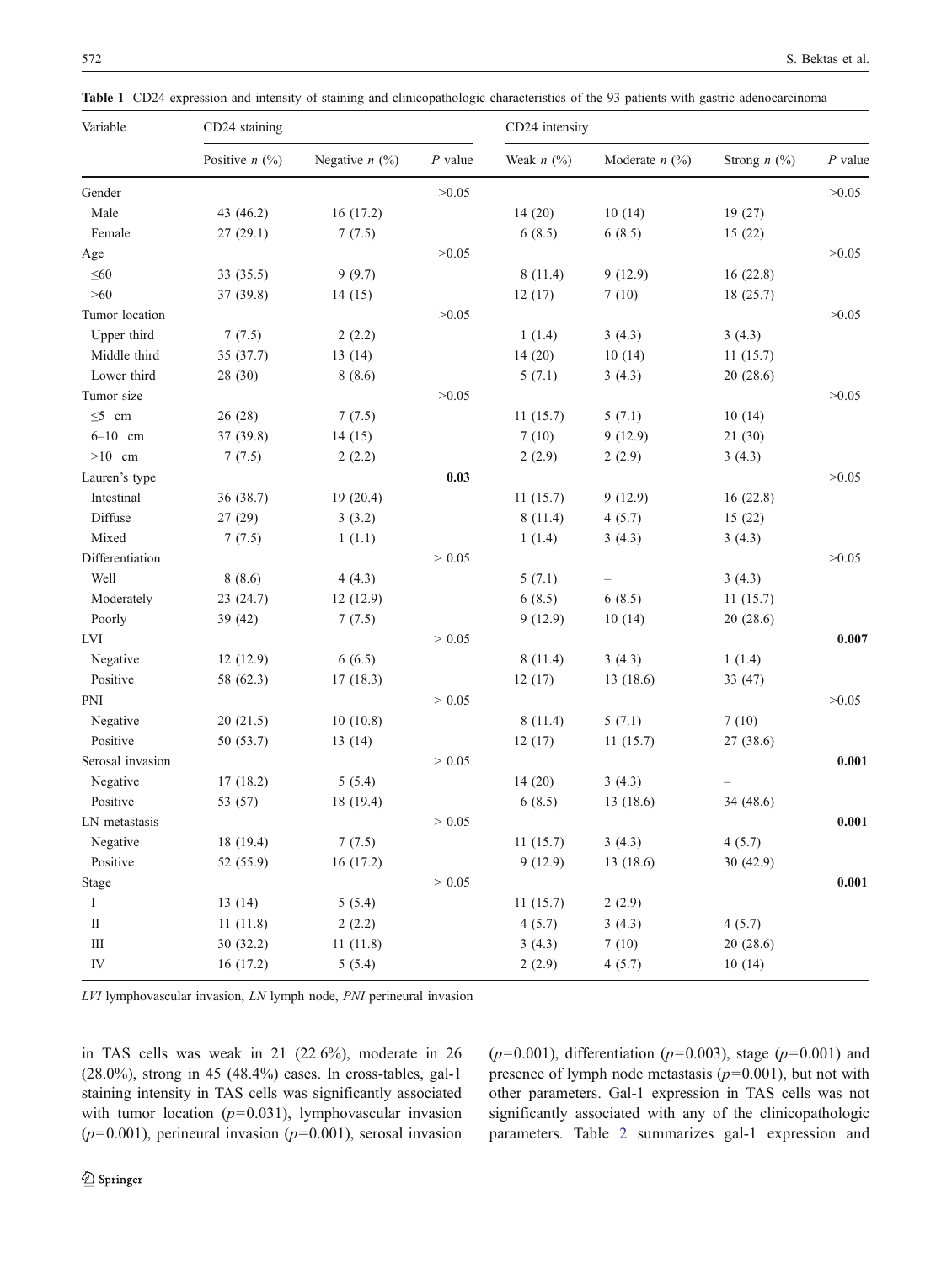**Table 1** CD24 expression and intensity of staining and clinicopathologic characteristics of the 93 patients with gastric adenocarcinoma

| Variable | CD24 staining | | | CD24 intensity | | | |
|---|---|---|---|---|---|---|---|
| | Positive *n* (%) | Negative *n* (%) | *P* value | Weak *n* (%) | Moderate *n* (%) | Strong *n* (%) | *P* value |
| Gender | | | >0.05 | | | | >0.05 |
| Male | 43 (46.2) | 16 (17.2) | | 14 (20) | 10 (14) | 19 (27) | |
| Female | 27 (29.1) | 7 (7.5) | | 6 (8.5) | 6 (8.5) | 15 (22) | |
| Age | | | >0.05 | | | | >0.05 |
| ≤60 | 33 (35.5) | 9 (9.7) | | 8 (11.4) | 9 (12.9) | 16 (22.8) | |
| >60 | 37 (39.8) | 14 (15) | | 12 (17) | 7 (10) | 18 (25.7) | |
| Tumor location | | | >0.05 | | | | >0.05 |
| Upper third | 7 (7.5) | 2 (2.2) | | 1 (1.4) | 3 (4.3) | 3 (4.3) | |
| Middle third | 35 (37.7) | 13 (14) | | 14 (20) | 10 (14) | 11 (15.7) | |
| Lower third | 28 (30) | 8 (8.6) | | 5 (7.1) | 3 (4.3) | 20 (28.6) | |
| Tumor size | | | >0.05 | | | | >0.05 |
| ≤5 cm | 26 (28) | 7 (7.5) | | 11 (15.7) | 5 (7.1) | 10 (14) | |
| 6–10 cm | 37 (39.8) | 14 (15) | | 7 (10) | 9 (12.9) | 21 (30) | |
| >10 cm | 7 (7.5) | 2 (2.2) | | 2 (2.9) | 2 (2.9) | 3 (4.3) | |
| Lauren's type | | | **0.03** | | | | >0.05 |
| Intestinal | 36 (38.7) | 19 (20.4) | | 11 (15.7) | 9 (12.9) | 16 (22.8) | |
| Diffuse | 27 (29) | 3 (3.2) | | 8 (11.4) | 4 (5.7) | 15 (22) | |
| Mixed | 7 (7.5) | 1 (1.1) | | 1 (1.4) | 3 (4.3) | 3 (4.3) | |
| Differentiation | | | > 0.05 | | | | >0.05 |
| Well | 8 (8.6) | 4 (4.3) | | 5 (7.1) | – | 3 (4.3) | |
| Moderately | 23 (24.7) | 12 (12.9) | | 6 (8.5) | 6 (8.5) | 11 (15.7) | |
| Poorly | 39 (42) | 7 (7.5) | | 9 (12.9) | 10 (14) | 20 (28.6) | |
| LVI | | | > 0.05 | | | | **0.007** |
| Negative | 12 (12.9) | 6 (6.5) | | 8 (11.4) | 3 (4.3) | 1 (1.4) | |
| Positive | 58 (62.3) | 17 (18.3) | | 12 (17) | 13 (18.6) | 33 (47) | |
| PNI | | | > 0.05 | | | | >0.05 |
| Negative | 20 (21.5) | 10 (10.8) | | 8 (11.4) | 5 (7.1) | 7 (10) | |
| Positive | 50 (53.7) | 13 (14) | | 12 (17) | 11 (15.7) | 27 (38.6) | |
| Serosal invasion | | | > 0.05 | | | | **0.001** |
| Negative | 17 (18.2) | 5 (5.4) | | 14 (20) | 3 (4.3) | – | |
| Positive | 53 (57) | 18 (19.4) | | 6 (8.5) | 13 (18.6) | 34 (48.6) | |
| LN metastasis | | | > 0.05 | | | | **0.001** |
| Negative | 18 (19.4) | 7 (7.5) | | 11 (15.7) | 3 (4.3) | 4 (5.7) | |
| Positive | 52 (55.9) | 16 (17.2) | | 9 (12.9) | 13 (18.6) | 30 (42.9) | |
| Stage | | | > 0.05 | | | | **0.001** |
| I | 13 (14) | 5 (5.4) | | 11 (15.7) | 2 (2.9) | | |
| II | 11 (11.8) | 2 (2.2) | | 4 (5.7) | 3 (4.3) | 4 (5.7) | |
| III | 30 (32.2) | 11 (11.8) | | 3 (4.3) | 7 (10) | 20 (28.6) | |
| IV | 16 (17.2) | 5 (5.4) | | 2 (2.9) | 4 (5.7) | 10 (14) | |

*LVI* lymphovascular invasion, *LN* lymph node, *PNI* perineural invasion

in TAS cells was weak in 21 (22.6%), moderate in 26 (28.0%), strong in 45 (48.4%) cases. In cross-tables, gal-1 staining intensity in TAS cells was significantly associated with tumor location ($p$=0.031), lymphovascular invasion ($p$=0.001), perineural invasion ($p$=0.001), serosal invasion ($p$=0.001), differentiation ($p$=0.003), stage ($p$=0.001) and presence of lymph node metastasis ($p$=0.001), but not with other parameters. Gal-1 expression in TAS cells was not significantly associated with any of the clinicopathologic parameters. Table 2 summarizes gal-1 expression and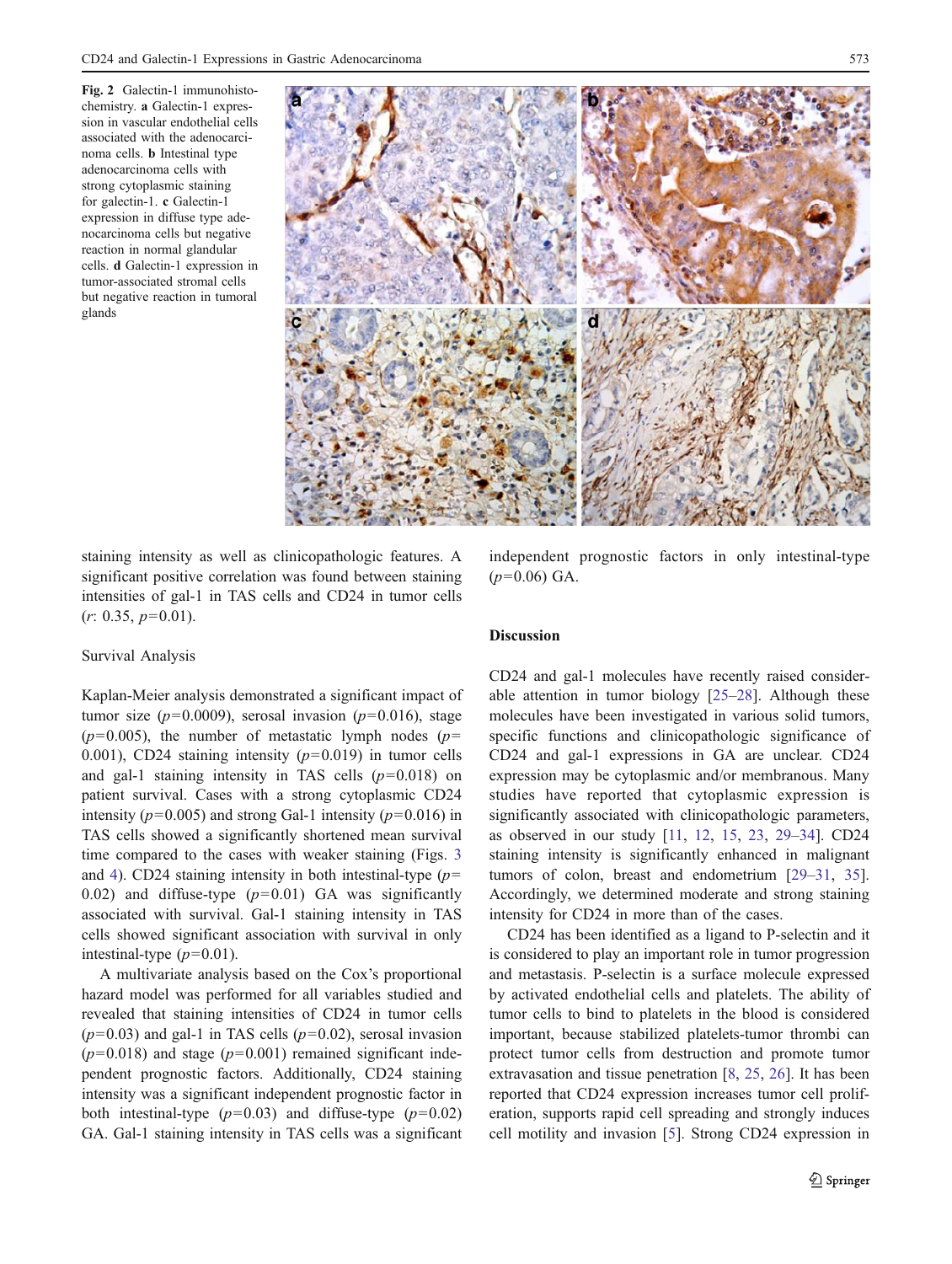Fig. 2 Galectin-1 immunohistochemistry. **a** Galectin-1 expression in vascular endothelial cells associated with the adenocarcinoma cells. **b** Intestinal type adenocarcinoma cells with strong cytoplasmic staining for galectin-1. **c** Galectin-1 expression in diffuse type adenocarcinoma cells but negative reaction in normal glandular cells. **d** Galectin-1 expression in tumor-associated stromal cells but negative reaction in tumoral glands

staining intensity as well as clinicopathologic features. A significant positive correlation was found between staining intensities of gal-1 in TAS cells and CD24 in tumor cells ($r$: 0.35, $p$=0.01).

Survival Analysis

Kaplan-Meier analysis demonstrated a significant impact of tumor size ($p$=0.0009), serosal invasion ($p$=0.016), stage ($p$=0.005), the number of metastatic lymph nodes ($p$=0.001), CD24 staining intensity ($p$=0.019) in tumor cells and gal-1 staining intensity in TAS cells ($p$=0.018) on patient survival. Cases with a strong cytoplasmic CD24 intensity ($p$=0.005) and strong Gal-1 intensity ($p$=0.016) in TAS cells showed a significantly shortened mean survival time compared to the cases with weaker staining (Figs. 3 and 4). CD24 staining intensity in both intestinal-type ($p$=0.02) and diffuse-type ($p$=0.01) GA was significantly associated with survival. Gal-1 staining intensity in TAS cells showed significant association with survival in only intestinal-type ($p$=0.01).

A multivariate analysis based on the Cox's proportional hazard model was performed for all variables studied and revealed that staining intensities of CD24 in tumor cells ($p$=0.03) and gal-1 in TAS cells ($p$=0.02), serosal invasion ($p$=0.018) and stage ($p$=0.001) remained significant independent prognostic factors. Additionally, CD24 staining intensity was a significant independent prognostic factor in both intestinal-type ($p$=0.03) and diffuse-type ($p$=0.02) GA. Gal-1 staining intensity in TAS cells was a significant independent prognostic factors in only intestinal-type ($p$=0.06) GA.

## Discussion

CD24 and gal-1 molecules have recently raised considerable attention in tumor biology [25–28]. Although these molecules have been investigated in various solid tumors, specific functions and clinicopathologic significance of CD24 and gal-1 expressions in GA are unclear. CD24 expression may be cytoplasmic and/or membranous. Many studies have reported that cytoplasmic expression is significantly associated with clinicopathologic parameters, as observed in our study [11, 12, 15, 23, 29–34]. CD24 staining intensity is significantly enhanced in malignant tumors of colon, breast and endometrium [29–31, 35]. Accordingly, we determined moderate and strong staining intensity for CD24 in more than of the cases.

CD24 has been identified as a ligand to P-selectin and it is considered to play an important role in tumor progression and metastasis. P-selectin is a surface molecule expressed by activated endothelial cells and platelets. The ability of tumor cells to bind to platelets in the blood is considered important, because stabilized platelets-tumor thrombi can protect tumor cells from destruction and promote tumor extravasation and tissue penetration [8, 25, 26]. It has been reported that CD24 expression increases tumor cell proliferation, supports rapid cell spreading and strongly induces cell motility and invasion [5]. Strong CD24 expression in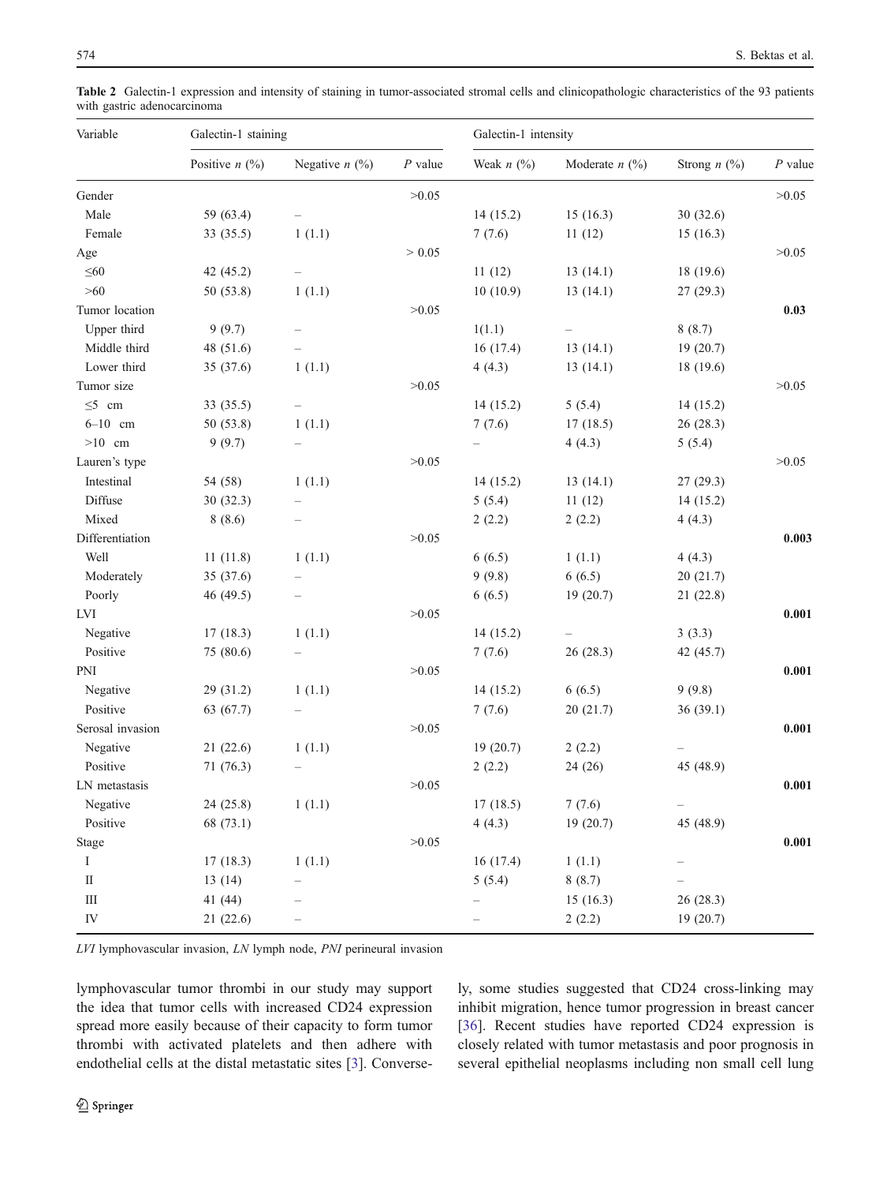**Table 2** Galectin-1 expression and intensity of staining in tumor-associated stromal cells and clinicopathologic characteristics of the 93 patients with gastric adenocarcinoma

| Variable | Galectin-1 staining | | | Galectin-1 intensity | | | |
|---|---|---|---|---|---|---|---|
| | Positive *n* (%) | Negative *n* (%) | *P* value | Weak *n* (%) | Moderate *n* (%) | Strong *n* (%) | *P* value |
| Gender | | | >0.05 | | | | >0.05 |
| Male | 59 (63.4) | – | | 14 (15.2) | 15 (16.3) | 30 (32.6) | |
| Female | 33 (35.5) | 1 (1.1) | | 7 (7.6) | 11 (12) | 15 (16.3) | |
| Age | | | > 0.05 | | | | >0.05 |
| ≤60 | 42 (45.2) | – | | 11 (12) | 13 (14.1) | 18 (19.6) | |
| >60 | 50 (53.8) | 1 (1.1) | | 10 (10.9) | 13 (14.1) | 27 (29.3) | |
| Tumor location | | | >0.05 | | | | **0.03** |
| Upper third | 9 (9.7) | – | | 1(1.1) | – | 8 (8.7) | |
| Middle third | 48 (51.6) | – | | 16 (17.4) | 13 (14.1) | 19 (20.7) | |
| Lower third | 35 (37.6) | 1 (1.1) | | 4 (4.3) | 13 (14.1) | 18 (19.6) | |
| Tumor size | | | >0.05 | | | | >0.05 |
| ≤5 cm | 33 (35.5) | – | | 14 (15.2) | 5 (5.4) | 14 (15.2) | |
| 6–10 cm | 50 (53.8) | 1 (1.1) | | 7 (7.6) | 17 (18.5) | 26 (28.3) | |
| >10 cm | 9 (9.7) | – | | – | 4 (4.3) | 5 (5.4) | |
| Lauren's type | | | >0.05 | | | | >0.05 |
| Intestinal | 54 (58) | 1 (1.1) | | 14 (15.2) | 13 (14.1) | 27 (29.3) | |
| Diffuse | 30 (32.3) | – | | 5 (5.4) | 11 (12) | 14 (15.2) | |
| Mixed | 8 (8.6) | – | | 2 (2.2) | 2 (2.2) | 4 (4.3) | |
| Differentiation | | | >0.05 | | | | **0.003** |
| Well | 11 (11.8) | 1 (1.1) | | 6 (6.5) | 1 (1.1) | 4 (4.3) | |
| Moderately | 35 (37.6) | – | | 9 (9.8) | 6 (6.5) | 20 (21.7) | |
| Poorly | 46 (49.5) | – | | 6 (6.5) | 19 (20.7) | 21 (22.8) | |
| LVI | | | >0.05 | | | | **0.001** |
| Negative | 17 (18.3) | 1 (1.1) | | 14 (15.2) | – | 3 (3.3) | |
| Positive | 75 (80.6) | – | | 7 (7.6) | 26 (28.3) | 42 (45.7) | |
| PNI | | | >0.05 | | | | **0.001** |
| Negative | 29 (31.2) | 1 (1.1) | | 14 (15.2) | 6 (6.5) | 9 (9.8) | |
| Positive | 63 (67.7) | – | | 7 (7.6) | 20 (21.7) | 36 (39.1) | |
| Serosal invasion | | | >0.05 | | | | **0.001** |
| Negative | 21 (22.6) | 1 (1.1) | | 19 (20.7) | 2 (2.2) | – | |
| Positive | 71 (76.3) | – | | 2 (2.2) | 24 (26) | 45 (48.9) | |
| LN metastasis | | | >0.05 | | | | **0.001** |
| Negative | 24 (25.8) | 1 (1.1) | | 17 (18.5) | 7 (7.6) | – | |
| Positive | 68 (73.1) | | | 4 (4.3) | 19 (20.7) | 45 (48.9) | |
| Stage | | | >0.05 | | | | **0.001** |
| I | 17 (18.3) | 1 (1.1) | | 16 (17.4) | 1 (1.1) | – | |
| II | 13 (14) | – | | 5 (5.4) | 8 (8.7) | – | |
| III | 41 (44) | – | | – | 15 (16.3) | 26 (28.3) | |
| IV | 21 (22.6) | – | | – | 2 (2.2) | 19 (20.7) | |

*LVI* lymphovascular invasion, *LN* lymph node, *PNI* perineural invasion

lymphovascular tumor thrombi in our study may support the idea that tumor cells with increased CD24 expression spread more easily because of their capacity to form tumor thrombi with activated platelets and then adhere with endothelial cells at the distal metastatic sites [3]. Conversely, some studies suggested that CD24 cross-linking may inhibit migration, hence tumor progression in breast cancer [36]. Recent studies have reported CD24 expression is closely related with tumor metastasis and poor prognosis in several epithelial neoplasms including non small cell lung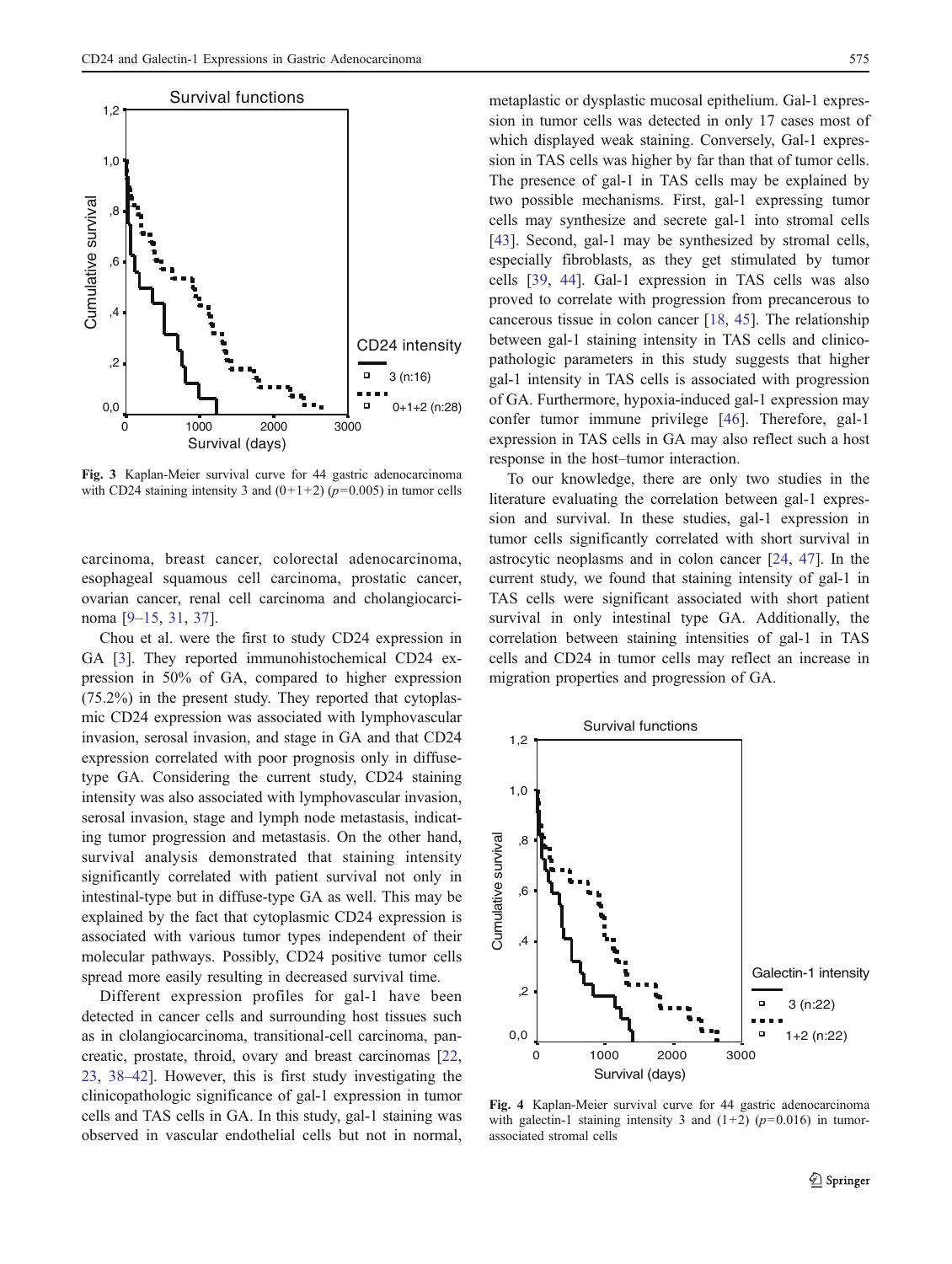Fig. 3 Kaplan-Meier survival curve for 44 gastric adenocarcinoma with CD24 staining intensity 3 and (0+1+2) ($p$=0.005) in tumor cells

carcinoma, breast cancer, colorectal adenocarcinoma, esophageal squamous cell carcinoma, prostatic cancer, ovarian cancer, renal cell carcinoma and cholangiocarcinoma [9–15, 31, 37].

Chou et al. were the first to study CD24 expression in GA [3]. They reported immunohistochemical CD24 expression in 50% of GA, compared to higher expression (75.2%) in the present study. They reported that cytoplasmic CD24 expression was associated with lymphovascular invasion, serosal invasion, and stage in GA and that CD24 expression correlated with poor prognosis only in diffuse-type GA. Considering the current study, CD24 staining intensity was also associated with lymphovascular invasion, serosal invasion, stage and lymph node metastasis, indicating tumor progression and metastasis. On the other hand, survival analysis demonstrated that staining intensity significantly correlated with patient survival not only in intestinal-type but in diffuse-type GA as well. This may be explained by the fact that cytoplasmic CD24 expression is associated with various tumor types independent of their molecular pathways. Possibly, CD24 positive tumor cells spread more easily resulting in decreased survival time.

Different expression profiles for gal-1 have been detected in cancer cells and surrounding host tissues such as in clolangiocarcinoma, transitional-cell carcinoma, pancreatic, prostate, throid, ovary and breast carcinomas [22, 23, 38–42]. However, this is first study investigating the clinicopathologic significance of gal-1 expression in tumor cells and TAS cells in GA. In this study, gal-1 staining was observed in vascular endothelial cells but not in normal, metaplastic or dysplastic mucosal epithelium. Gal-1 expression in tumor cells was detected in only 17 cases most of which displayed weak staining. Conversely, Gal-1 expression in TAS cells was higher by far than that of tumor cells. The presence of gal-1 in TAS cells may be explained by two possible mechanisms. First, gal-1 expressing tumor cells may synthesize and secrete gal-1 into stromal cells [43]. Second, gal-1 may be synthesized by stromal cells, especially fibroblasts, as they get stimulated by tumor cells [39, 44]. Gal-1 expression in TAS cells was also proved to correlate with progression from precancerous to cancerous tissue in colon cancer [18, 45]. The relationship between gal-1 staining intensity in TAS cells and clinicopathologic parameters in this study suggests that higher gal-1 intensity in TAS cells is associated with progression of GA. Furthermore, hypoxia-induced gal-1 expression may confer tumor immune privilege [46]. Therefore, gal-1 expression in TAS cells in GA may also reflect such a host response in the host–tumor interaction.

To our knowledge, there are only two studies in the literature evaluating the correlation between gal-1 expression and survival. In these studies, gal-1 expression in tumor cells significantly correlated with short survival in astrocytic neoplasms and in colon cancer [24, 47]. In the current study, we found that staining intensity of gal-1 in TAS cells were significant associated with short patient survival in only intestinal type GA. Additionally, the correlation between staining intensities of gal-1 in TAS cells and CD24 in tumor cells may reflect an increase in migration properties and progression of GA.

Fig. 4 Kaplan-Meier survival curve for 44 gastric adenocarcinoma with galectin-1 staining intensity 3 and (1+2) ($p$=0.016) in tumor-associated stromal cells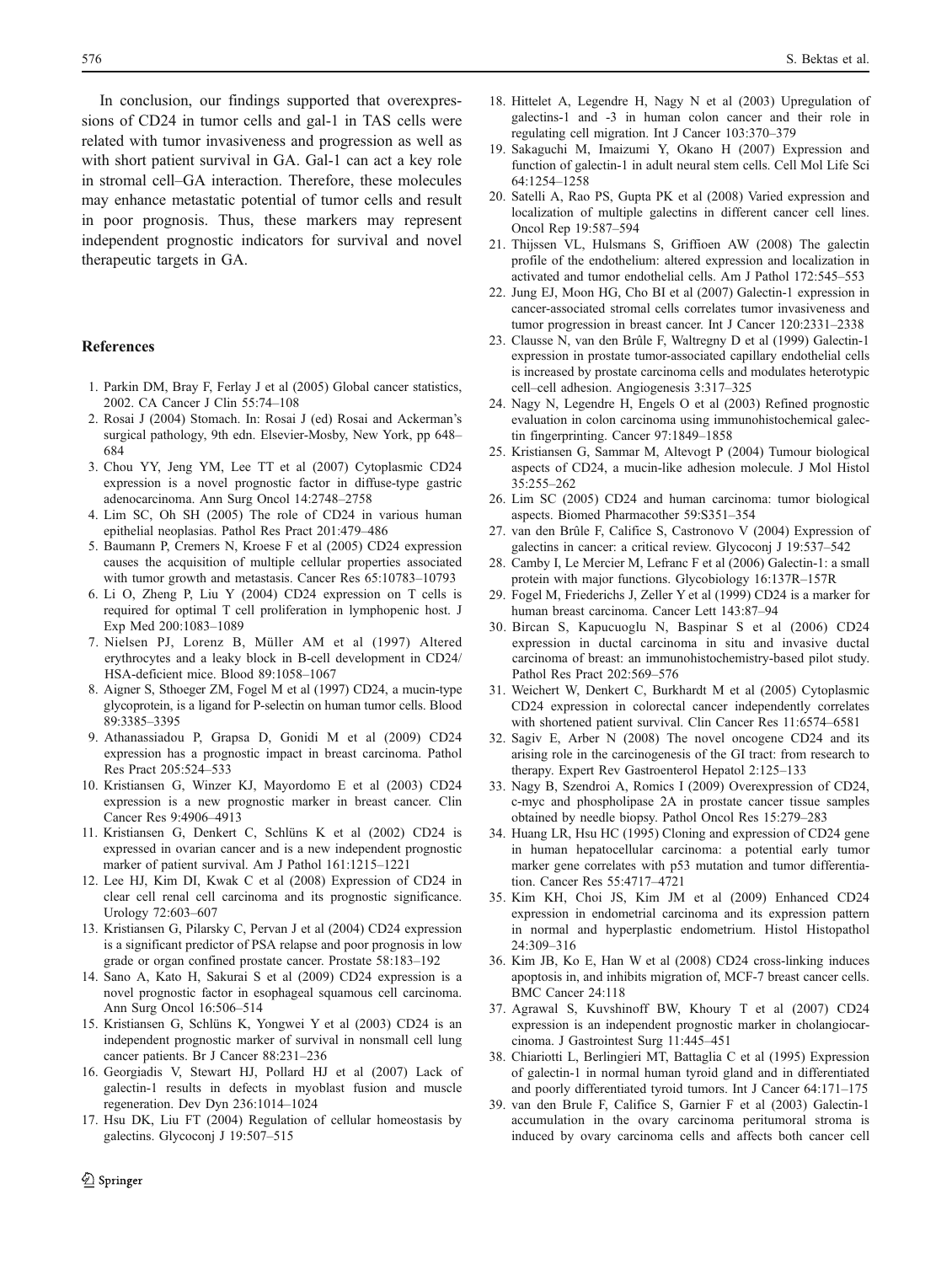In conclusion, our findings supported that overexpressions of CD24 in tumor cells and gal-1 in TAS cells were related with tumor invasiveness and progression as well as with short patient survival in GA. Gal-1 can act a key role in stromal cell–GA interaction. Therefore, these molecules may enhance metastatic potential of tumor cells and result in poor prognosis. Thus, these markers may represent independent prognostic indicators for survival and novel therapeutic targets in GA.

## References

1. Parkin DM, Bray F, Ferlay J et al (2005) Global cancer statistics, 2002. CA Cancer J Clin 55:74–108
2. Rosai J (2004) Stomach. In: Rosai J (ed) Rosai and Ackerman's surgical pathology, 9th edn. Elsevier-Mosby, New York, pp 648–684
3. Chou YY, Jeng YM, Lee TT et al (2007) Cytoplasmic CD24 expression is a novel prognostic factor in diffuse-type gastric adenocarcinoma. Ann Surg Oncol 14:2748–2758
4. Lim SC, Oh SH (2005) The role of CD24 in various human epithelial neoplasias. Pathol Res Pract 201:479–486
5. Baumann P, Cremers N, Kroese F et al (2005) CD24 expression causes the acquisition of multiple cellular properties associated with tumor growth and metastasis. Cancer Res 65:10783–10793
6. Li O, Zheng P, Liu Y (2004) CD24 expression on T cells is required for optimal T cell proliferation in lymphopenic host. J Exp Med 200:1083–1089
7. Nielsen PJ, Lorenz B, Müller AM et al (1997) Altered erythrocytes and a leaky block in B-cell development in CD24/HSA-deficient mice. Blood 89:1058–1067
8. Aigner S, Sthoeger ZM, Fogel M et al (1997) CD24, a mucin-type glycoprotein, is a ligand for P-selectin on human tumor cells. Blood 89:3385–3395
9. Athanassiadou P, Grapsa D, Gonidi M et al (2009) CD24 expression has a prognostic impact in breast carcinoma. Pathol Res Pract 205:524–533
10. Kristiansen G, Winzer KJ, Mayordomo E et al (2003) CD24 expression is a new prognostic marker in breast cancer. Clin Cancer Res 9:4906–4913
11. Kristiansen G, Denkert C, Schlüns K et al (2002) CD24 is expressed in ovarian cancer and is a new independent prognostic marker of patient survival. Am J Pathol 161:1215–1221
12. Lee HJ, Kim DI, Kwak C et al (2008) Expression of CD24 in clear cell renal cell carcinoma and its prognostic significance. Urology 72:603–607
13. Kristiansen G, Pilarsky C, Pervan J et al (2004) CD24 expression is a significant predictor of PSA relapse and poor prognosis in low grade or organ confined prostate cancer. Prostate 58:183–192
14. Sano A, Kato H, Sakurai S et al (2009) CD24 expression is a novel prognostic factor in esophageal squamous cell carcinoma. Ann Surg Oncol 16:506–514
15. Kristiansen G, Schlüns K, Yongwei Y et al (2003) CD24 is an independent prognostic marker of survival in nonsmall cell lung cancer patients. Br J Cancer 88:231–236
16. Georgiadis V, Stewart HJ, Pollard HJ et al (2007) Lack of galectin-1 results in defects in myoblast fusion and muscle regeneration. Dev Dyn 236:1014–1024
17. Hsu DK, Liu FT (2004) Regulation of cellular homeostasis by galectins. Glycoconj J 19:507–515
18. Hittelet A, Legendre H, Nagy N et al (2003) Upregulation of galectins-1 and -3 in human colon cancer and their role in regulating cell migration. Int J Cancer 103:370–379
19. Sakaguchi M, Imaizumi Y, Okano H (2007) Expression and function of galectin-1 in adult neural stem cells. Cell Mol Life Sci 64:1254–1258
20. Satelli A, Rao PS, Gupta PK et al (2008) Varied expression and localization of multiple galectins in different cancer cell lines. Oncol Rep 19:587–594
21. Thijssen VL, Hulsmans S, Griffioen AW (2008) The galectin profile of the endothelium: altered expression and localization in activated and tumor endothelial cells. Am J Pathol 172:545–553
22. Jung EJ, Moon HG, Cho BI et al (2007) Galectin-1 expression in cancer-associated stromal cells correlates tumor invasiveness and tumor progression in breast cancer. Int J Cancer 120:2331–2338
23. Clausse N, van den Brûle F, Waltregny D et al (1999) Galectin-1 expression in prostate tumor-associated capillary endothelial cells is increased by prostate carcinoma cells and modulates heterotypic cell–cell adhesion. Angiogenesis 3:317–325
24. Nagy N, Legendre H, Engels O et al (2003) Refined prognostic evaluation in colon carcinoma using immunohistochemical galectin fingerprinting. Cancer 97:1849–1858
25. Kristiansen G, Sammar M, Altevogt P (2004) Tumour biological aspects of CD24, a mucin-like adhesion molecule. J Mol Histol 35:255–262
26. Lim SC (2005) CD24 and human carcinoma: tumor biological aspects. Biomed Pharmacother 59:S351–354
27. van den Brûle F, Califice S, Castronovo V (2004) Expression of galectins in cancer: a critical review. Glycoconj J 19:537–542
28. Camby I, Le Mercier M, Lefranc F et al (2006) Galectin-1: a small protein with major functions. Glycobiology 16:137R–157R
29. Fogel M, Friederichs J, Zeller Y et al (1999) CD24 is a marker for human breast carcinoma. Cancer Lett 143:87–94
30. Bircan S, Kapucuoglu N, Baspinar S et al (2006) CD24 expression in ductal carcinoma in situ and invasive ductal carcinoma of breast: an immunohistochemistry-based pilot study. Pathol Res Pract 202:569–576
31. Weichert W, Denkert C, Burkhardt M et al (2005) Cytoplasmic CD24 expression in colorectal cancer independently correlates with shortened patient survival. Clin Cancer Res 11:6574–6581
32. Sagiv E, Arber N (2008) The novel oncogene CD24 and its arising role in the carcinogenesis of the GI tract: from research to therapy. Expert Rev Gastroenterol Hepatol 2:125–133
33. Nagy B, Szendroi A, Romics I (2009) Overexpression of CD24, c-myc and phospholipase 2A in prostate cancer tissue samples obtained by needle biopsy. Pathol Oncol Res 15:279–283
34. Huang LR, Hsu HC (1995) Cloning and expression of CD24 gene in human hepatocellular carcinoma: a potential early tumor marker gene correlates with p53 mutation and tumor differentiation. Cancer Res 55:4717–4721
35. Kim KH, Choi JS, Kim JM et al (2009) Enhanced CD24 expression in endometrial carcinoma and its expression pattern in normal and hyperplastic endometrium. Histol Histopathol 24:309–316
36. Kim JB, Ko E, Han W et al (2008) CD24 cross-linking induces apoptosis in, and inhibits migration of, MCF-7 breast cancer cells. BMC Cancer 24:118
37. Agrawal S, Kuvshinoff BW, Khoury T et al (2007) CD24 expression is an independent prognostic marker in cholangiocarcinoma. J Gastrointest Surg 11:445–451
38. Chiariotti L, Berlingieri MT, Battaglia C et al (1995) Expression of galectin-1 in normal human tyroid gland and in differentiated and poorly differentiated tyroid tumors. Int J Cancer 64:171–175
39. van den Brule F, Califice S, Garnier F et al (2003) Galectin-1 accumulation in the ovary carcinoma peritumoral stroma is induced by ovary carcinoma cells and affects both cancer cell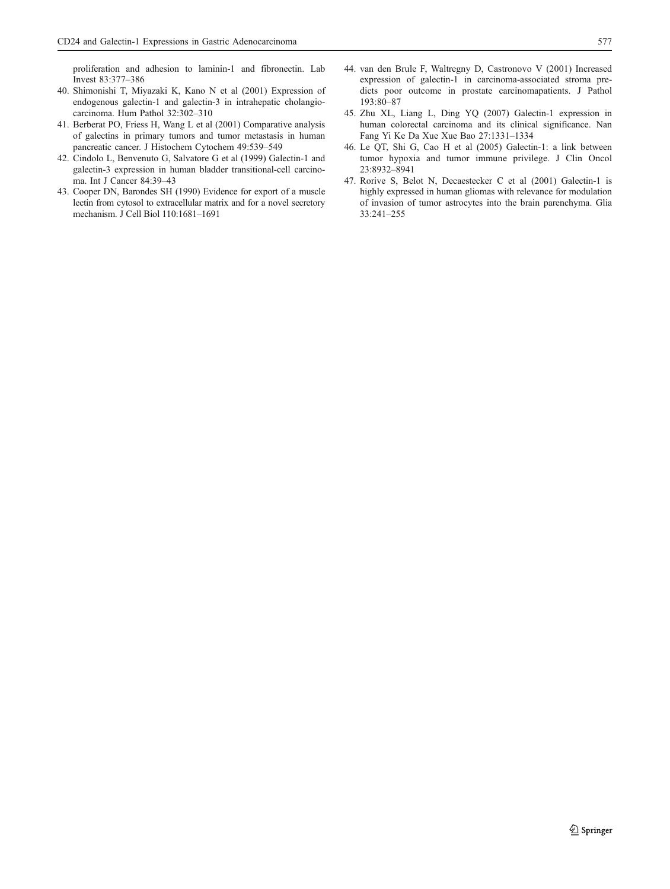proliferation and adhesion to laminin-1 and fibronectin. Lab Invest 83:377–386

40. Shimonishi T, Miyazaki K, Kano N et al (2001) Expression of endogenous galectin-1 and galectin-3 in intrahepatic cholangiocarcinoma. Hum Pathol 32:302–310
41. Berberat PO, Friess H, Wang L et al (2001) Comparative analysis of galectins in primary tumors and tumor metastasis in human pancreatic cancer. J Histochem Cytochem 49:539–549
42. Cindolo L, Benvenuto G, Salvatore G et al (1999) Galectin-1 and galectin-3 expression in human bladder transitional-cell carcinoma. Int J Cancer 84:39–43
43. Cooper DN, Barondes SH (1990) Evidence for export of a muscle lectin from cytosol to extracellular matrix and for a novel secretory mechanism. J Cell Biol 110:1681–1691
44. van den Brule F, Waltregny D, Castronovo V (2001) Increased expression of galectin-1 in carcinoma-associated stroma predicts poor outcome in prostate carcinomapatients. J Pathol 193:80–87
45. Zhu XL, Liang L, Ding YQ (2007) Galectin-1 expression in human colorectal carcinoma and its clinical significance. Nan Fang Yi Ke Da Xue Xue Bao 27:1331–1334
46. Le QT, Shi G, Cao H et al (2005) Galectin-1: a link between tumor hypoxia and tumor immune privilege. J Clin Oncol 23:8932–8941
47. Rorive S, Belot N, Decaestecker C et al (2001) Galectin-1 is highly expressed in human gliomas with relevance for modulation of invasion of tumor astrocytes into the brain parenchyma. Glia 33:241–255